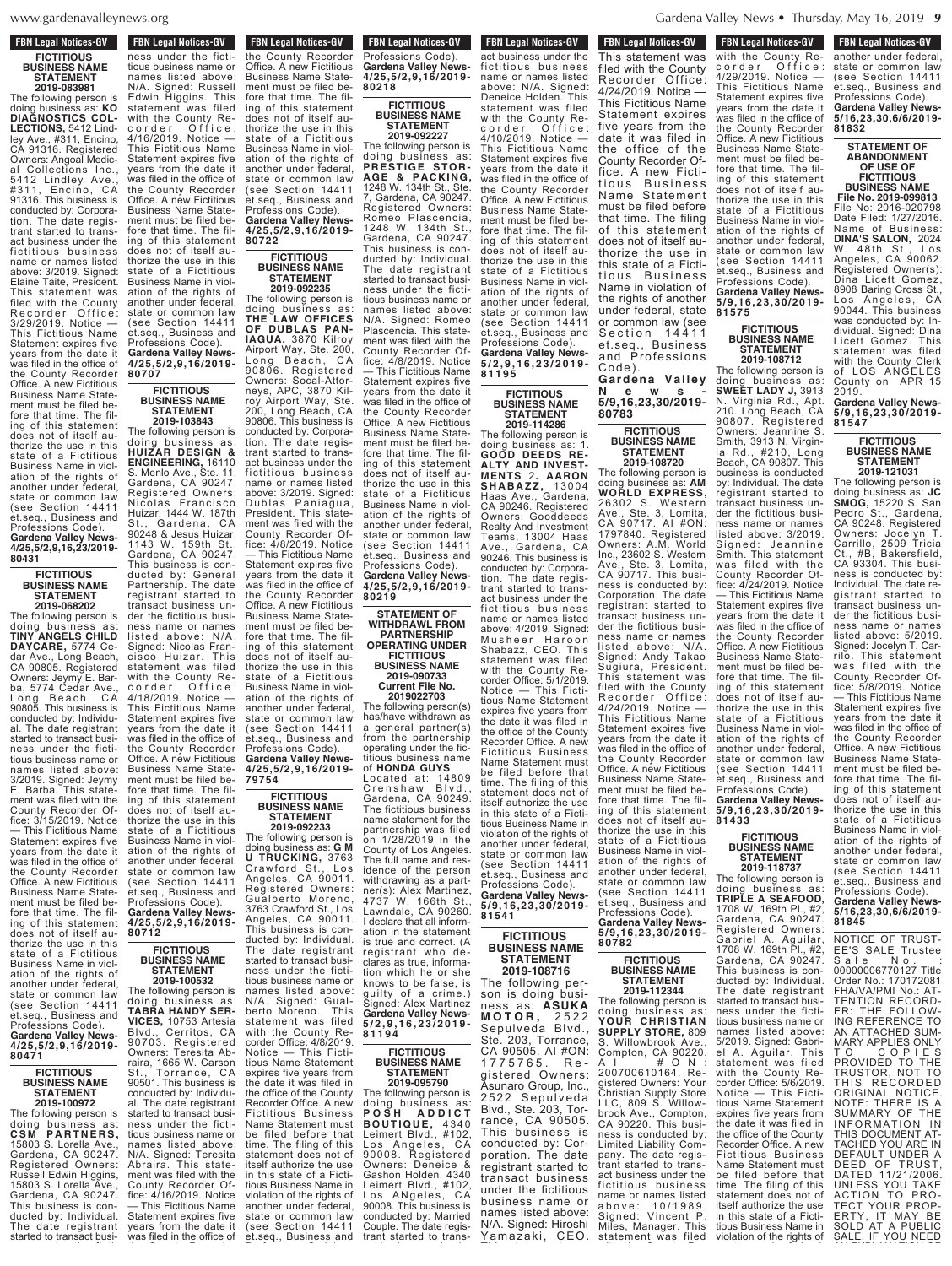**FBN Legal Notices-GV**

**FICTITIOUS BUSINESS NAME STATEMENT 2019-083981**

The following person is doing business as: **KO DIAGNOSTICS COLLECTIONS,** 5412 Lindley Ave., #311, Encino, CA 91316. Registered Owners: Angoal Medical Collections Inc., 5412 Lindley Ave., #311, Encino, CA 91316. This business is conducted by: Corporation. The date registrant started to transact business under the fictitious business name or names listed above: 3/2019. Signed: Elaine Taite, President. This statement was filed with the County Recorder Office: 3/29/2019. Notice — This Fictitious Name Statement expires five years from the date it was filed in the office of the County Recorder Office. A new Fictitious Business Name Statement must be filed before that time. The filing of this statement does not of itself authorize the use in this state of a Fictitious Business Name in violation of the rights of another under federal, state or common law (see Section 14411 et.seq., Business and Professions Code). **Gardena Valley News-4/25,5/2,9,16,23/2019-80431**

**FICTITIOUS BUSINESS NAME STATEMENT 2019-068202**

The following person is doing business as: **TINY ANGELS CHILD DAYCARE,** 5774 Cedar Ave., Long Beach, CA 90805. Registered Owners: Jeymy E. Barba, 5774 Cedar Ave., Long Beach, CA 90805. This business is conducted by: Individual. The date registrant started to transact business under the fictitious business name or names listed above: 3/2019. Signed: Jeymy E. Barba. This statement was filed with the County Recorder Office: 3/15/2019. Notice — This Fictitious Name Statement expires five years from the date it was filed in the office of the County Recorder Office. A new Fictitious Business Name Statement must be filed before that time. The filing of this statement does not of itself authorize the use in this state of a Fictitious Business Name in violation of the rights of another under federal, state or common law (see Section 14411 et.seq., Business and Professions Code). **Gardena Valley News-4/25,5/2,9,16/2019-80471**

**FICTITIOUS BUSINESS NAME STATEMENT 2019-100972**

The following person is doing business as: **CSM PARTNERS,** 15803 S. Lorella Ave., Gardena, CA 90247. Registered Owners: Russell Edwin Higgins, 15803 S. Lorella Ave., Gardena, CA 90247. This business is conducted by: Individual. The date registrant started to transact business under the fictitious business name or names listed above: N/A. Signed: Russell Edwin Higgins. This statement was filed with the County Recorder Office: 4/16/2019. Notice — This Fictitious Name Statement expires five years from the date it was filed in the office of the County Recorder Office. A new Fictitious Business Name Statement must be filed before that time. The filing of this statement does not of itself authorize the use in this state of a Fictitious Business Name in violation of the rights of another under federal, state or common law (see Section 14411 et.seq., Business and Professions Code). **Gardena Valley News-4/25,5/2,9,16/2019-80707**

**FICTITIOUS BUSINESS NAME STATEMENT 2019-103843**

The following person is doing business as: **HUIZAR DESIGN & ENGINEERING,** 16110 S. Menlo Ave., Ste. 11, Gardena, CA 90247. Registered Owners: Nicolas Francisco Huizar, 1444 W. 187th St., Gardena, CA 90248 & Jesus Huizar, 1143 W. 159th St., Gardena, CA 90247. This business is conducted by: General Partnership. The date registrant started to transact business under the fictitious business name or names listed above: N/A. Signed: Nicolas Francisco Huizar. This statement was filed with the County Recorder Office: 4/18/2019. Notice — This Fictitious Name Statement expires five years from the date it was filed in the office of the County Recorder Office. A new Fictitious Business Name Statement must be filed before that time. The filing of this statement does not of itself authorize the use in this state of a Fictitious Business Name in violation of the rights of another under federal, state or common law (see Section 14411 et.seq., Business and Professions Code). **Gardena Valley News-4/25,5/2,9,16/2019-80712**

**FICTITIOUS BUSINESS NAME STATEMENT 2019-100532**

The following person is doing business as: **TABRA HANDY SERVICES,** 10753 Artesia Blvd., Cerritos, CA 90703. Registered Owners: Teresita Abraira, 1665 W. Carson St., Torrance, CA 90501. This business is conducted by: Individual. The date registrant started to transact business under the fictitious business name or names listed above: N/A. Signed: Teresita Abraira. This statement was filed with the County Recorder Office: 4/16/2019. Notice — This Fictitious Name Statement expires five years from the date it was filed in the office of the County Recorder Office. A new Fictitious Business Name Statement must be filed before that time. The filing of this statement does not of itself authorize the use in this state of a Fictitious Business Name in violation of the rights of another under federal, state or common law (see Section 14411 et.seq., Business and Professions Code). **Gardena Valley News-4/25,5/2,9,16/2019-80722**

**FICTITIOUS BUSINESS NAME STATEMENT 2019-092235**

The following person is doing business as: **THE LAW OFFICES OF DUBLAS PANIAGUA,** 3870 Kilroy Airport Way, Ste. 200, Long Beach, CA 90806. Registered Owners: Socal-Attorneys, APC, 3870 Kilroy Airport Way, Ste. 200, Long Beach, CA 90806. This business is conducted by: Corporation. The date registrant started to transact business under the fictitious business name or names listed above: 3/2019. Signed: Dublas Paniagua, President. This statement was filed with the County Recorder Office: 4/8/2019. Notice — This Fictitious Name Statement expires five years from the date it was filed in the office of the County Recorder Office. A new Fictitious Business Name Statement must be filed before that time. The filing of this statement does not of itself authorize the use in this state of a Fictitious Business Name in violation of the rights of another under federal, state or common law (see Section 14411 et.seq., Business and Professions Code). **Gardena Valley News-4/25,5/2,9,16/2019-79754**

**FICTITIOUS BUSINESS NAME STATEMENT 2019-092233**

The following person is doing business as: **G M U TRUCKING,** 3763 Crawford St., Los Angeles, CA 90011. Registered Owners: Gualberto Moreno, 3763 Crawford St., Los Angeles, CA 90011. This business is conducted by: Individual. The date registrant started to transact business under the fictitious business name or names listed above: N/A. Signed: Gualberto Moreno. This statement was filed with the County Recorder Office: 4/8/2019. Notice — This Fictitious Name Statement expires five years from the date it was filed in the office of the County Recorder Office. A new Fictitious Business Name Statement must be filed before that time. The filing of this statement does not of itself authorize the use in this state of a Fictitious Business Name in violation of the rights of another under federal, state or common law (see Section 14411 et.seq., Business and Professions Code). **Gardena Valley News-4/25,5/2,9,16/2019-80218**

**FICTITIOUS BUSINESS NAME STATEMENT 2019-092227**

The following person is doing business as: **PRESTIGE STORAGE & PACKING,** 1248 W. 134th St., Ste. 7, Gardena, CA 90247. Registered Owners: Romeo Plascencia, 1248 W. 134th St., Gardena, CA 90247. This business is conducted by: Individual. The date registrant started to transact business under the fictitious business name or names listed above: N/A. Signed: Romeo Plascencia. This statement was filed with the County Recorder Office: 4/8/2019. Notice — This Fictitious Name Statement expires five years from the date it was filed in the office of the County Recorder Office. A new Fictitious Business Name Statement must be filed before that time. The filing of this statement does not of itself authorize the use in this state of a Fictitious Business Name in violation of the rights of another under federal, state or common law (see Section 14411 et.seq., Business and Professions Code). **Gardena Valley News-4/25,5/2,9,16/2019-80219**

**STATEMENT OF WITHDRAWL FROM PARTNERSHIP OPERATING UNDER FICTITIOUS BUSINESS NAME 2019-090733 Current File No. 2019022703**

The following person(s) has/have withdrawn as a general partner(s) from the partnership operating under the fictitious business name of **HONDA GUYS** Located at: 14809 Crenshaw Blvd., Gardena, CA 90249. The fictitious business name statement for the partnership was filed on 1/28/2019 in the County of Los Angeles. The full name and residence of the person withdrawing as a partner(s): Alex Martinez, 4737 W. 166th St., Lawndale, CA 90260. I declare that all information in the statement is true and correct. (A registrant who declares as true, information which he or she knows to be false, is guilty of a crime.) Signed: Alex Martinez **Gardena Valley News-5/2,9,16,23/2019-81194**

**FICTITIOUS BUSINESS NAME STATEMENT 2019-095790**

The following person is doing business as: **POSH ADDICT BOUTIQUE,** 4340 Leimert Blvd., #102, Los Angeles, CA 90008. Registered Owners: Deneice & Gashon Holden, 4340 Leimert Blvd., #102, Los ANgeles, CA 90008. This business is conducted by: Married Couple. The date registrant started to transact business under the fictitious business name or names listed above: N/A. Signed: Deneice Holden. This statement was filed with the County Recorder Office: 4/10/2019. Notice — This Fictitious Name Statement expires five years from the date it was filed in the office of the County Recorder Office. A new Fictitious Business Name Statement must be filed before that time. The filing of this statement does not of itself authorize the use in this state of a Fictitious Business Name in violation of the rights of another under federal, state or common law (see Section 14411 et.seq., Business and Professions Code). **Gardena Valley News-5/2,9,16,23/2019-81195**

**FICTITIOUS BUSINESS NAME STATEMENT 2019-114286**

The following person is doing business as: 1. **GOOD DEEDS REALTY AND INVESTMENTS** 2. **AARON SHABAZZ,** 13004 Haas Ave., Gardena, CA 90246. Registered Owners: Gooddeeds Realty And Investment Teams, 13004 Haas Ave., Gardena, CA 90246. This business is conducted by: Corporation. The date registrant started to transact business under the fictitious business name or names listed above: 4/2019. Signed: Musheer Haroon Shabazz, CEO. This statement was filed with the County Recorder Office: 5/1/2019. Notice — This Fictitious Name Statement expires five years from the date it was filed in the office of the County Recorder Office. A new Fictitious Business Name Statement must be filed before that time. The filing of this statement does not of itself authorize the use in this state of a Fictitious Business Name in violation of the rights of another under federal, state or common law (see Section 14411 et.seq., Business and Professions Code). **Gardena Valley News-5/9,16,23,30/2019-81541**

**FICTITIOUS BUSINESS NAME STATEMENT 2019-108716**

The following person is doing business as: **ASUKA MOTOR,** 2522 Sepulveda Blvd., Ste. 203, Torrance, CA 90505. AI #ON: 1775765. Registered Owners: Asunaro Group, Inc., 2522 Sepulveda Blvd., Ste. 203, Torrance, CA 90505. This business is conducted by: Corporation. The date registrant started to transact business under the fictitious business name or names listed above: N/A. Signed: Hiroshi Yamazaki, CEO. This statement was filed with the County Recorder Office: 4/24/2019. Notice — This Fictitious Name Statement expires five years from the date it was filed in the office of the County Recorder Office. A new Fictitious Business Name Statement must be filed before that time. The filing of this statement does not of itself authorize the use in this state of a Fictitious Business Name in violation of the rights of another under federal, state or common law (see Section 14411 et.seq., Business and Professions Code). **Gardena Valley News-5/9,16,23,30/2019-80783**

**FICTITIOUS BUSINESS NAME STATEMENT 2019-108720**

The following person is doing business as: **AM WORLD EXPRESS,** 26302 S. Western Ave., Ste. 3, Lomita, CA 90717. AI #ON: 1797840. Registered Owners: A.M. World Inc., 26302 S. Western Ave., Ste. 3, Lomita, CA 90717. This business is conducted by: Corporation. The date registrant started to transact business under the fictitious business name or names listed above: N/A. Signed: Andy Takao Sugiura, President. This statement was filed with the County Recorder Office: 4/24/2019. Notice — This Fictitious Name Statement expires five years from the date it was filed in the office of the County Recorder Office. A new Fictitious Business Name Statement must be filed before that time. The filing of this statement does not of itself authorize the use in this state of a Fictitious Business Name in violation of the rights of another under federal, state or common law (see Section 14411 et.seq., Business and Professions Code). **Gardena Valley News-5/9,16,23,30/2019-80782**

**FICTITIOUS BUSINESS NAME STATEMENT 2019-112344**

The following person is doing business as: **YOUR CHRISTIAN SUPPLY STORE,** 809 S. Willowbrook Ave., Compton, CA 90220. AI #ON: 200700610164. Registered Owners: Your Christian Supply Store LLC, 809 S. Willowbrook Ave., Compton, CA 90220. This business is conducted by: Limited Liability Company. The date registrant started to transact business under the fictitious business name or names listed above: 10/1989. Signed: Vincent P. Miles, Manager. This statement was filed with the County Recorder Office: 4/29/2019. Notice — This Fictitious Name Statement expires five years from the date it was filed in the office of the County Recorder Office. A new Fictitious Business Name Statement must be filed before that time. The filing of this statement does not of itself authorize the use in this state of a Fictitious Business Name in violation of the rights of another under federal, state or common law (see Section 14411 et.seq., Business and Professions Code). **Gardena Valley News-5/9,16,23,30/2019-81575**

**FICTITIOUS BUSINESS NAME STATEMENT 2019-108712**

The following person is doing business as: **SWEET LADY J,** 3913 N. Virginia Rd., Apt. 210, Long Beach, CA 90807. Registered Owners: Jeannine S. Smith, 3913 N. Virginia Rd., #210, Long Beach, CA 90807. This business is conducted by: Individual. The date registrant started to transact business under the fictitious business name or names listed above: 3/2019. Signed: Jeannine Smith. This statement was filed with the County Recorder Office: 4/24/2019. Notice — This Fictitious Name Statement expires five years from the date it was filed in the office of the County Recorder Office. A new Fictitious Business Name Statement must be filed before that time. The filing of this statement does not of itself authorize the use in this state of a Fictitious Business Name in violation of the rights of another under federal, state or common law (see Section 14411 et.seq., Business and Professions Code). **Gardena Valley News-5/9,16,23,30/2019-81433**

**FICTITIOUS BUSINESS NAME STATEMENT 2019-118737**

The following person is doing business as: **TRIPLE A SEAFOOD,** 1708 W. 169th Pl., #2, Gardena, CA 90247. Registered Owners: Gabriel A. Aguilar, 1708 W. 169th Pl., #2, Gardena, CA 90247. This business is conducted by: Individual. The date registrant started to transact business under the fictitious business name or names listed above: 5/2019. Signed: Gabriel A. Aguilar. This statement was filed with the County Recorder Office: 5/6/2019. Notice — This Fictitious Name Statement expires five years from the date it was filed in the office of the County Recorder Office. A new Fictitious Business Name Statement must be filed before that time. The filing of this statement does not of itself authorize the use in this state of a Fictitious Business Name in violation of the rights of another under federal, state or common law (see Section 14411 et.seq., Business and Professions Code). **Gardena Valley News-5/16,23,30,6/6/2019-81832**

**STATEMENT OF ABANDONMENT OF USE OF FICTITIOUS BUSINESS NAME File No. 2019-099813**

File No: 2016-020798 Date Filed: 1/27/2016. Name of Business: **DINA'S SALON,** 2024 W. 48th St., Los Angeles, CA 90062. Registered Owner(s): Dina Licett Gomez, 8908 Baring Cross St., Los Angeles, CA 90044. This business was conducted by: Individual. Signed: Dina Licett Gomez. This statement was filed with the County Clerk of LOS ANGELES County on APR 15 2019. **Gardena Valley News-5/9,16,23,30/2019-81547**

**FICTITIOUS BUSINESS NAME STATEMENT 2019-121031**

The following person is doing business as: **JC SMOG,** 15220 S. San Pedro St., Gardena, CA 90248. Registered Owners: Jocelyn T. Carrillo, 2509 Tricia Ct., #B, Bakersfield, CA 93304. This business is conducted by: Individual. The date registrant started to transact business under the fictitious business name or names listed above: 5/2019. Signed: Jocelyn T. Carrillo. This statement was filed with the County Recorder Office: 5/8/2019. Notice — This Fictitious Name Statement expires five years from the date it was filed in the office of the County Recorder Office. A new Fictitious Business Name Statement must be filed before that time. The filing of this statement does not of itself authorize the use in this state of a Fictitious Business Name in violation of the rights of another under federal, state or common law (see Section 14411 et.seq., Business and Professions Code). **Gardena Valley News-5/16,23,30,6/6/2019-81845**

NOTICE OF TRUSTEE'S SALE Trustee Sale No.: 00000006770127 Title Order No.: 170172081 FHA/VA/PMI No.: ATTENTION RECORDER: THE FOLLOWING REFERENCE TO AN ATTACHED SUMMARY APPLIES ONLY TO COPIES PROVIDED TO THE TRUSTOR, NOT TO THIS RECORDED ORIGINAL NOTICE. NOTE: THERE IS A SUMMARY OF THE INFORMATION IN THIS DOCUMENT ATTACHED YOU ARE IN DEFAULT UNDER A DEED OF TRUST, DATED 11/21/2006. UNLESS YOU TAKE ACTION TO PROTECT YOUR PROPERTY, IT MAY BE SOLD AT A PUBLIC SALE. IF YOU NEED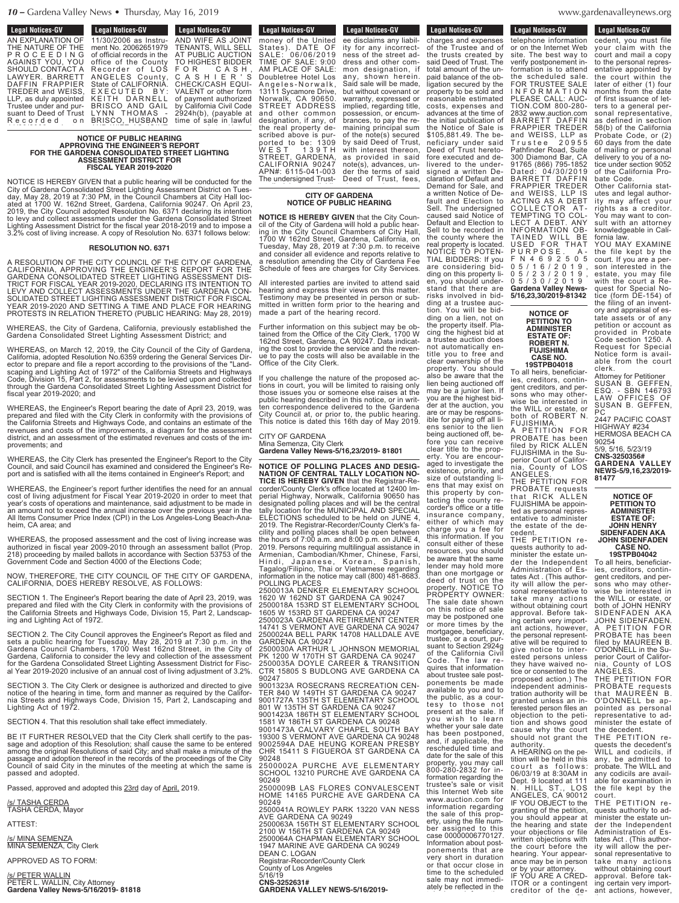Legal Notices-GV

AN EXPLANATION OF THE NATURE OF THE PROCEEDING AGAINST YOU, YOU SHOULD CONTACT A LAWYER. BARRETT DAFFIN FRAPPIER TREDER and WEISS, LLP, as duly appointed Trustee under and pursuant to Deed of Trust Recorded on 11/30/2006 as Instrument No. 20062651979 of official records in the office of the County Recorder of LOS ANGELES County, State of CALIFORNIA. EXECUTED BY: KEITH DARNELL BRISCO AND GAIL LYNN THOMAS - BRISCO, HUSBAND AND WIFE AS JOINT TENANTS, WILL SELL AT PUBLIC AUCTION TO HIGHEST BIDDER FOR CASH, CASHIER'S CHECK/CASH EQUIVALENT or other form of payment authorized by California Civil Code 2924h(b), (payable at time of sale in lawful money of the United States). DATE OF SALE: 06/06/2019 TIME OF SALE: 9:00 AM PLACE OF SALE: Doubletree Hotel Los Angeles-Norwalk, 13111 Sycamore Drive, Norwalk, CA 90650. STREET ADDRESS and other common designation, if any, of the real property described above is purported to be: 1309 WEST 139TH STREET, GARDENA, CALIFORNIA 90247 APN#: 6115-041-003 The undersigned Trustee disclaims any liability for any incorrectness of the street address and other common designation, if any, shown herein. Said sale will be made, but without covenant or warranty, expressed or implied, regarding title, possession, or encumbrances, to pay the remaining principal sum of the note(s) secured by said Deed of Trust, with interest thereon, as provided in said note(s), advances, under the terms of said Deed of Trust, fees, charges and expenses of the Trustee and of the trusts created by said Deed of Trust. The total amount of the unpaid balance of the obligation secured by the property to be sold and reasonable estimated costs, expenses and advances at the time of the initial publication of the Notice of Sale is $105,881.49. The beneficiary under said Deed of Trust heretofore executed and delivered to the undersigned a written Declaration of Default and Demand for Sale, and a written Notice of Default and Election to Sell. The undersigned caused said Notice of Default and Election to Sell to be recorded in the county where the real property is located. NOTICE TO POTENTIAL BIDDERS: If you are considering bidding on this property lien, you should understand that there are risks involved in bidding at a trustee auction. You will be bidding on a lien, not on the property itself. Placing the highest bid at a trustee auction does not automatically entitle you to free and clear ownership of the property. You should also be aware that the lien being auctioned off may be a junior lien. If you are the highest bidder at the auction, you are or may be responsible for paying off all liens senior to the lien being auctioned off, before you can receive clear title to the property. You are encouraged to investigate the existence, priority, and size of outstanding liens that may exist on this property by contacting the county recorder's office or a title insurance company, either of which may charge you a fee for this information. If you consult either of these resources, you should be aware that the same lender may hold more than one mortgage or deed of trust on the property. NOTICE TO PROPERTY OWNER: The sale date shown on this notice of sale may be postponed one or more times by the mortgagee, beneficiary, trustee, or a court, pursuant to Section 2924g of the California Civil Code. The law requires that information about trustee sale postponements be made available to you and to the public, as a courtesy to those not present at the sale. If you wish to learn whether your sale date has been postponed, and, if applicable, the rescheduled time and date for the sale of this property, you may call 800-280-2832 for information regarding the trustee's sale or visit this Internet Web site www.auction.com for information regarding the sale of this property, using the file number assigned to this case 00000006770127. Information about postponements that are very short in duration or that occur close in time to the scheduled sale may not immediately be reflected in the telephone information or on the Internet Web site. The best way to verify postponement information is to attend the scheduled sale. FOR TRUSTEE SALE INFORMATION PLEASE CALL: AUCTION.COM 800-280-2832 www.auction.com BARRETT DAFFIN FRAPPIER TREDER and WEISS, LLP as Trustee 20955 Pathfinder Road, Suite 300 Diamond Bar, CA 91765 (866) 795-1852 Dated: 04/30/2019 BARRETT DAFFIN FRAPPIER TREDER and WEISS, LLP IS ACTING AS A DEBT COLLECTOR ATTEMPTING TO COLLECT A DEBT. ANY INFORMATION OBTAINED WILL BE USED FOR THAT PURPOSE. A-FN4692505 05/16/2019, 05/23/2019, 05/30/2019
**Gardena Valley News-5/16,23,30/2019-81342**

## NOTICE OF PUBLIC HEARING APPROVING THE ENGINEER'S REPORT FOR THE GARDENA CONSOLIDATED STREET LIGHTING ASSESSMENT DISTRICT FOR FISCAL YEAR 2019-2020

NOTICE IS HEREBY GIVEN that a public hearing will be conducted for the City of Gardena Consolidated Street Lighting Assessment District on Tuesday, May 28, 2019 at 7:30 PM, in the Council Chambers at City Hall located at 1700 W. 162nd Street, Gardena, California 90247. On April 23, 2019, the City Council adopted Resolution No. 6371 declaring its intention to levy and collect assessments under the Gardena Consolidated Street Lighting Assessment District for the fiscal year 2018-2019 and to impose a 3.2% cost of living increase. A copy of Resolution No. 6371 follows below:

### RESOLUTION NO. 6371

A RESOLUTION OF THE CITY COUNCIL OF THE CITY OF GARDENA, CALIFORNIA, APPROVING THE ENGINEER'S REPORT FOR THE GARDENA CONSOLIDATED STREET LIGHTING ASSESSMENT DISTRICT FOR FISCAL YEAR 2019-2020, DECLARING ITS INTENTION TO LEVY AND COLLECT ASSESSMENTS UNDER THE GARDENA CONSOLIDATED STREET LIGHTING ASSESSMENT DISTRICT FOR FISCAL YEAR 2019-2020 AND SETTING A TIME AND PLACE FOR HEARING PROTESTS IN RELATION THERETO (PUBLIC HEARING: May 28, 2019)

WHEREAS, the City of Gardena, California, previously established the Gardena Consolidated Street Lighting Assessment District; and

WHEREAS, on March 12, 2019, the City Council of the City of Gardena, California, adopted Resolution No.6359 ordering the General Services Director to prepare and file a report according to the provisions of the "Landscaping and Lighting Act of 1972" of the California Streets and Highways Code, Division 15, Part 2, for assessments to be levied upon and collected through the Gardena Consolidated Street Lighting Assessment District for fiscal year 2019-2020; and

WHEREAS, the Engineer's Report bearing the date of April 23, 2019, was prepared and filed with the City Clerk in conformity with the provisions of the California Streets and Highways Code, and contains an estimate of the revenues and costs of the improvements, a diagram for the assessment district, and an assessment of the estimated revenues and costs of the improvements; and

WHEREAS, the City Clerk has presented the Engineer's Report to the City Council, and said Council has examined and considered the Engineer's Report and is satisfied with all the items contained in Engineer's Report; and

WHEREAS, the Engineer's report further identifies the need for an annual cost of living adjustment for Fiscal Year 2019-2020 in order to meet that year's costs of operations and maintenance, said adjustment to be made in an amount not to exceed the annual increase over the previous year in the All Items Consumer Price Index (CPI) in the Los Angeles-Long Beach-Anaheim, CA area; and

WHEREAS, the proposed assessment and the cost of living increase was authorized in fiscal year 2009-2010 through an assessment ballot (Prop. 218) proceeding by mailed ballots in accordance with Section 53753 of the Government Code and Section 4000 of the Elections Code;

NOW, THEREFORE, THE CITY COUNCIL OF THE CITY OF GARDENA, CALIFORNIA, DOES HEREBY RESOLVE, AS FOLLOWS:

SECTION 1. The Engineer's Report bearing the date of April 23, 2019, was prepared and filed with the City Clerk in conformity with the provisions of the California Streets and Highways Code, Division 15, Part 2, Landscaping and Lighting Act of 1972.

SECTION 2. The City Council approves the Engineer's Report as filed and sets a public hearing for Tuesday, May 28, 2019 at 7:30 p.m. in the Gardena Council Chambers, 1700 West 162nd Street, in the City of Gardena, California to consider the levy and collection of the assessment for the Gardena Consolidated Street Lighting Assessment District for Fiscal Year 2019-2020 inclusive of an annual cost of living adjustment of 3.2%.

SECTION 3. The City Clerk or designee is authorized and directed to give notice of the hearing in time, form and manner as required by the California Streets and Highways Code, Division 15, Part 2, Landscaping and Lighting Act of 1972.

SECTION 4. That this resolution shall take effect immediately.

BE IT FURTHER RESOLVED that the City Clerk shall certify to the passage and adoption of this Resolution; shall cause the same to be entered among the original Resolutions of said City; and shall make a minute of the passage and adoption thereof in the records of the proceedings of the City Council of said City in the minutes of the meeting at which the same is passed and adopted.

Passed, approved and adopted this 23rd day of April, 2019.

/s/ TASHA CERDA
TASHA CERDA, Mayor

ATTEST:

/s/ MINA SEMENZA
MINA SEMENZA, City Clerk

APPROVED AS TO FORM:

/s/ PETER WALLIN
PETER L. WALLIN, City Attorney
**Gardena Valley News-5/16/2019- 81818**

## CITY OF GARDENA NOTICE OF PUBLIC HEARING

**NOTICE IS HEREBY GIVEN** that the City Council of the City of Gardena will hold a public hearing in the City Council Chambers of City Hall, 1700 W 162nd Street, Gardena, California, on Tuesday, May 28, 2019 at 7:30 p.m. to receive and consider all evidence and reports relative to a resolution amending the City of Gardena Fee Schedule of fees are charges for City Services.

All interested parties are invited to attend said hearing and express their views on this matter. Testimony may be presented in person or submitted in written form prior to the hearing and made a part of the hearing record.

Further information on this subject may be obtained from the Office of the City Clerk, 1700 W 162nd Street, Gardena, CA 90247. Data indicating the cost to provide the service and the revenue to pay the costs will also be available in the Office of the City Clerk.

If you challenge the nature of the proposed actions in court, you will be limited to raising only those issues you or someone else raises at the public hearing described in this notice, or in written correspondence delivered to the Gardena City Council at, or prior to, the public hearing. This notice is dated this 16th day of May 2019.

CITY OF GARDENA
Mina Semenza, City Clerk
**Gardena Valley News-5/16,23/2019- 81801**

**NOTICE OF POLLING PLACES AND DESIGNATION OF CENTRAL TALLY LOCATION NOTICE IS HEREBY GIVEN** that the Registrar-Recorder/County Clerk's office located at 12400 Imperial Highway, Norwalk, California 90650 has designated polling places and will be the central tally location for the MUNICIPAL AND SPECIAL ELECTIONS scheduled to be held on JUNE 4, 2019. The Registrar-Recorder/County Clerk's facility and polling places shall be open between the hours of 7:00 a.m. and 8:00 p.m. on JUNE 4, 2019. Persons requiring multilingual assistance in Armenian, Cambodian/Khmer, Chinese, Farsi, Hindi, Japanese, Korean, Spanish, Tagalog/Filipino, Thai or Vietnamese regarding information in the notice may call (800) 481-8683.
POLLING PLACES
2500013A DENKER ELEMENTARY SCHOOL 1620 W 162ND ST GARDENA CA 90247
2500018A 153RD ST ELEMENTARY SCHOOL 1605 W 153RD ST GARDENA CA 90247
2500023A GARDENA RETIREMENT CENTER 14741 S VERMONT AVE GARDENA CA 90247
2500024A BELL PARK 14708 HALLDALE AVE GARDENA CA 90247
2500030A ARTHUR L JOHNSON MEMORIAL PK 1200 W 170TH ST GARDENA CA 90247
2500035A DOYLE CAREER & TRANSITION CTR 15805 S BUDLONG AVE GARDENA CA 90247
9001323A ROSECRANS RECREATION CENTER 840 W 149TH ST GARDENA CA 90247
9001727A 135TH ST ELEMENTARY SCHOOL 801 W 135TH ST GARDENA CA 90247
9001423A 186TH ST ELEMENTARY SCHOOL 1581 W 186TH ST GARDENA CA 90248
9001473A CALVARY CHAPEL SOUTH BAY 19300 S VERMONT AVE GARDENA CA 90248
9002594A DAE HEUNG KOREAN PRESBY CHR 15411 S FIGUEROA ST GARDENA CA 90248
2500002A PURCHE AVE ELEMENTARY SCHOOL 13210 PURCHE AVE GARDENA CA 90249
2500009B LAS FLORES CONVALESCENT HOME 14165 PURCHE AVE GARDENA CA 90249
2500041A ROWLEY PARK 13220 VAN NESS AVE GARDENA CA 90249
2500063A 156TH ST ELEMENTARY SCHOOL 2100 W 156TH ST GARDENA CA 90249
2500064A CHAPMAN ELEMENTARY SCHOOL 1947 MARINE AVE GARDENA CA 90249
DEAN C. LOGAN
Registrar-Recorder/County Clerk
County of Los Angeles
5/16/19
CNS-3252631#
**GARDENA VALLEY NEWS-5/16/2019-**

## NOTICE OF PETITION TO ADMINISTER ESTATE OF: ROBERT N. FUJISHIMA CASE NO. 19STPB04018

To all heirs, beneficiaries, creditors, contingent creditors, and persons who may otherwise be interested in the WILL or estate, or both of ROBERT N. FUJISHIMA.
A PETITION FOR PROBATE has been filed by RICK ALLEN FUJISHIMA in the Superior Court of California, County of LOS ANGELES.
THE PETITION FOR PROBATE requests that RICK ALLEN FUJISHIMA be appointed as personal representative to administer the estate of the decedent.
THE PETITION requests authority to administer the estate under the Independent Administration of Estates Act . (This authority will allow the personal representative to take many actions without obtaining court approval. Before taking certain very important actions, however, the personal representative will be required to give notice to interested persons unless they have waived notice or consented to the proposed action.) The independent administration authority will be granted unless an interested person files an objection to the petition and shows good cause why the court should not grant the authority.
A HEARING on the petition will be held in this court as follows: 06/03/19 at 8:30AM in Dept. 9 located at 111 N. HILL ST., LOS ANGELES, CA 90012
IF YOU OBJECT to the granting of the petition, you should appear at the hearing and state your objections or file written objections with the court before the hearing. Your appearance may be in person or by your attorney.
IF YOU ARE A CREDITOR or a contingent creditor of the decedent, you must file your claim with the court and mail a copy to the personal representative appointed by the court within the later of either (1) four months from the date of first issuance of letters to a general personal representative, as defined in section 58(b) of the California Probate Code, or (2) 60 days from the date of mailing or personal delivery to you of a notice under section 9052 of the California Probate Code.
Other California statutes and legal authority may affect your rights as a creditor. You may want to consult with an attorney knowledgeable in California law.
YOU MAY EXAMINE the file kept by the court. If you are a person interested in the estate, you may file with the court a Request for Special Notice (form DE-154) of the filing of an inventory and appraisal of estate assets or of any petition or account as provided in Probate Code section 1250. A Request for Special Notice form is available from the court clerk.
Attorney for Petitioner
SUSAN B. GEFFEN, ESQ. - SBN 146793
LAW OFFICES OF SUSAN B. GEFFEN, PC
2447 PACIFIC COAST HIGHWAY #234
HERMOSA BEACH CA 90254
5/9, 5/16, 5/23/19
CNS-3250356#
**GARDENA VALLEY NEWS-5/9,16,23/2019-81477**

## NOTICE OF PETITION TO ADMINISTER ESTATE OF: JOHN HENRY SIDENFADEN AKA JOHN SIDENFADEN CASE NO. 19STPB04042

To all heirs, beneficiaries, creditors, contingent creditors, and persons who may otherwise be interested in the WILL or estate, or both of JOHN HENRY SIDENFADEN AKA JOHN SIDENFADEN.
A PETITION FOR PROBATE has been filed by MAUREEN B. O'DONNELL in the Superior Court of California, County of LOS ANGELES.
THE PETITION FOR PROBATE requests that MAUREEN B. O'DONNELL be appointed as personal representative to administer the estate of the decedent.
THE PETITION requests the decedent's WILL and codicils, if any, be admitted to probate. The WILL and any codicils are available for examination in the file kept by the court.
THE PETITION requests authority to administer the estate under the Independent Administration of Estates Act . (This authority will allow the personal representative to take many actions without obtaining court approval. Before taking certain very important actions, however,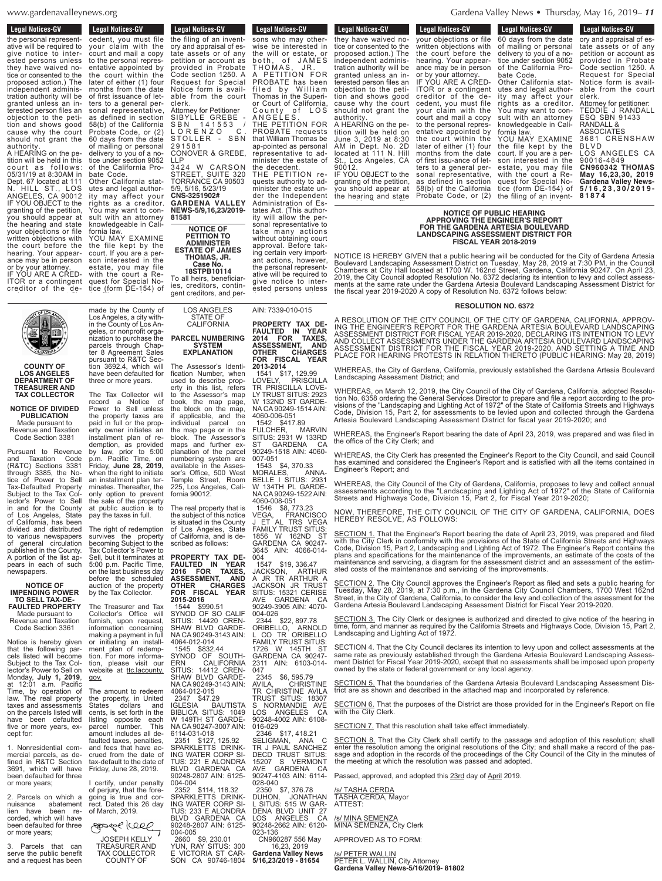Legal Notices-GV

the personal representative will be required to give notice to interested persons unless they have waived notice or consented to the proposed action.) The independent administration authority will be granted unless an interested person files an objection to the petition and shows good cause why the court should not grant the authority.

A HEARING on the petition will be held in this court as follows: 05/31/19 at 8:30AM in Dept. 67 located at 111 N. HILL ST., LOS ANGELES, CA 90012

IF YOU OBJECT to the granting of the petition, you should appear at the hearing and state your objections or file written objections with the court before the hearing. Your appearance may be in person or by your attorney.

IF YOU ARE A CREDITOR or a contingent creditor of the decedent, you must file your claim with the court and mail a copy to the personal representative appointed by the court within the later of either (1) four months from the date of first issuance of letters to a general personal representative, as defined in section 58(b) of the California Probate Code, or (2) 60 days from the date of mailing or personal delivery to you of a notice under section 9052 of the California Probate Code.

Other California statutes and legal authority may affect your rights as a creditor. You may want to consult with an attorney knowledgeable in California law.

YOU MAY EXAMINE the file kept by the court. If you are a person interested in the estate, you may file with the court a Request for Special Notice (form DE-154) of the filing of an inventory and appraisal of estate assets or of any petition or account as provided in Probate Code section 1250. A Request for Special Notice form is available from the court clerk.

Attorney for Petitioner
SIBYLLE GREBE - SBN 141553 / LORENZO C. STOLLER - SBN 291581
CONOVER & GREBE, LLP
3424 W CARSON STREET, SUITE 320
TORRANCE CA 90503
5/9, 5/16, 5/23/19
CNS-3251902#
GARDENA VALLEY NEWS-5/9,16,23/2019-81581

**NOTICE OF PETITION TO ADMINISTER ESTATE OF JAMES THOMAS, JR.**
**Case No. 18STPB10114**

To all heirs, beneficiaries, creditors, contingent creditors, and persons who may otherwise be interested in the will or estate, or both, of JAMES THOMAS, JR.

A PETITION FOR PROBATE has been filed by William Thomas in the Superior Court of California, County of LOS ANGELES.

THE PETITION FOR PROBATE requests that William Thomas be appointed as personal representative to administer the estate of the decedent.

THE PETITION requests authority to administer the estate under the Independent Administration of Estates Act. (This authority will allow the personal representative to take many actions without obtaining court approval. Before taking certain very important actions, however, the personal representative will be required to give notice to interested persons unless they have waived notice or consented to the proposed action.) The independent administration authority will be granted unless an interested person files an objection to the petition and shows good cause why the court should not grant the authority.

A HEARING on the petition will be held on June 3, 2019 at 8:30 AM in Dept. 2D located at 111 N. Hill St., Los Angeles, CA 90012.

IF YOU OBJECT to the granting of the petition, you should appear at the hearing and state your objections or file written objections with the court before the hearing. Your appearance may be in person or by your attorney.

IF YOU ARE A CREDITOR or a contingent creditor of the decedent, you must file your claim with the court and mail a copy to the personal representative appointed by the court within the later of either (1) four months from the date of first issuance of letters to a general personal representative, as defined in section 58(b) of the California Probate Code, or (2) 60 days from the date of mailing or personal delivery to you of a notice under section 9052 of the California Probate Code.

Other California statutes and legal authority may affect your rights as a creditor. You may want to consult with an attorney knowledgeable in California law.

YOU MAY EXAMINE the file kept by the court. If you are a person interested in the estate, you may file with the court a Request for Special Notice (form DE-154) of the filing of an inventory and appraisal of estate assets or of any petition or account as provided in Probate Code section 1250. A Request for Special Notice form is available from the court clerk.

Attorney for petitioner:
TEDDIE J RANDALL ESQ SBN 91433
RANDALL & ASSOCIATES
3681 CRENSHAW BLVD
LOS ANGELES CA 90016-4849
CN960342 THOMAS May 16,23,30, 2019
Gardena Valley News-5/16,23,30/2019-81874

**COUNTY OF LOS ANGELES DEPARTMENT OF TREASURER AND TAX COLLECTOR**

**NOTICE OF DIVIDED PUBLICATION**
Made pursuant to Revenue and Taxation Code Section 3381

Pursuant to Revenue and Taxation Code (R&TC) Sections 3381 through 3385, the Notice of Power to Sell Tax-Defaulted Property Subject to the Tax Collector's Power to Sell in and for the County of Los Angeles, State of California, has been divided and distributed to various newspapers of general circulation published in the County. A portion of the list appears in each of such newspapers.

**NOTICE OF IMPENDING POWER TO SELL TAX-DEFAULTED PROPERTY**
Made pursuant to Revenue and Taxation Code Section 3361

Notice is hereby given that the following parcels listed will become Subject to the Tax Collector's Power to Sell on Monday, **July 1, 2019**, at 12:01 a.m. Pacific Time, by operation of law. The real property taxes and assessments on the parcels listed will have been defaulted five or more years, except for:

1. Nonresidential commercial parcels, as defined in R&TC Section 3691, which will have been defaulted for three or more years;

2. Parcels on which a nuisance abatement lien have been recorded, which will have been defaulted for three or more years;

3. Parcels that can serve the public benefit and a request has been made by the County of Los Angeles, a city within the County of Los Angeles, or nonprofit organization to purchase the parcels through Chapter 8 Agreement Sales pursuant to R&TC Section 3692.4, which will have been defaulted for three or more years.

The Tax Collector will record a Notice of Power to Sell unless the property taxes are paid in full or the property owner initiates an installment plan of redemption, as provided by law, prior to 5:00 p.m. Pacific Time, on Friday, **June 28, 2019,** when the right to initiate an installment plan terminates. Thereafter, the only option to prevent the sale of the property at public auction is to pay the taxes in full.

The right of redemption survives the property becoming Subject to the Tax Collector's Power to Sell, but it terminates at 5:00 p.m. Pacific Time, on the last business day before the scheduled auction of the property by the Tax Collector.

The Treasurer and Tax Collector's Office will furnish, upon request, information concerning making a payment in full or initiating an installment plan of redemption. For more information, please visit our website at ttc.lacounty.gov.

The amount to redeem the property, in United States dollars and cents, is set forth in the listing opposite each parcel number. This amount includes all defaulted taxes, penalties, and fees that have accrued from the date of tax-default to the date of Friday, June 28, 2019.

I certify, under penalty of perjury, that the foregoing is true and correct. Dated this 26 day of March, 2019.

JOSEPH KELLY
TREASURER AND TAX COLLECTOR
COUNTY OF LOS ANGELES
STATE OF CALIFORNIA

**PARCEL NUMBERING SYSTEM EXPLANATION**

The Assessor's Identification Number, when used to describe property in this list, refers to the Assessor's map book, the map page, the block on the map, if applicable, and the individual parcel on the map page or in the block. The Assessor's maps and further explanation of the parcel numbering system are available in the Assessor's Office, 500 West Temple Street, Room 225, Los Angeles, California 90012.

The real property that is the subject of this notice is situated in the County of Los Angeles, State of California, and is described as follows:

**PROPERTY TAX DEFAULTED IN YEAR 2016 FOR TAXES, ASSESSMENT, AND OTHER CHARGES FOR FISCAL YEAR 2015-2016**

1544 $990.51 SYNOD OF SO CALIF SITUS: 14420 CRENSHAW BLVD GARDENA CA 90249-3143 AIN: 4064-012-014

1545 $832.44 SYNOD OF SOUTHERN CALIFORNIA SITUS: 14412 CRENSHAW BLVD GARDENA CA 90249-3143 AIN: 4064-012-015

2347 $47.29 IGLESIA BAUTISTA BIBLICA SITUS: 1049 W 149TH ST GARDENA CA 90247-3007 AIN: 6114-031-018

2351 $127,125.92 SPARKLETTS DRINKING WATER CORP SITUS: 221 E ALONDRA BLVD GARDENA CA 90248-2807 AIN: 6125-004-004

2352 $114,118.32 SPARKLETTS DRINKING WATER CORP SITUS: 221 E ALONDRA BLVD GARDENA CA 90248-2807 AIN: 6125-004-005

2660 $9,230.01 YUN, RAY SITUS: 300 E VICTORIA ST CARSON CA 90746-1804 AIN: 7339-010-015

**PROPERTY TAX DEFAULTED IN YEAR 2014 FOR TAXES, ASSESSMENT, AND OTHER CHARGES FOR FISCAL YEAR 2013-2014**

1541 $17,129.99 LOVELY, PRISCILLA TR PRISCILLA LOVELY TRUST SITUS: 2923 W 132ND ST GARDENA CA 90249-1514 AIN: 4060-006-051

1542 $417.89 FULCHER, MARVIN SITUS: 2931 W 133RD ST GARDENA CA 90249-1518 AIN: 4060-007-051

1543 $4,370.33 MORALES, ANNABELLE I SITUS: 2931 W 134TH PL GARDENA CA 90249-1522 AIN: 4060-008-051

1546 $8,773.23 VEGA, FRANCISCO J ET AL TRS VEGA FAMILY TRUST SITUS: 1856 W 162ND ST GARDENA CA 90247-3645 AIN: 4066-014-004

1547 $19,336.47 JACKSON, ARTHUR A JR TR ARTHUR A JACKSON JR TRUST SITUS: 15321 CERISE AVE GARDENA CA 90249-3905 AIN: 4070-004-026

2344 $22,897.78 ORIBELLO, ARNOLD L CO TR ORIBELLO FAMILY TRUST SITUS: 1726 W 145TH ST GARDENA CA 90247-2311 AIN: 6103-014-047

2345 $6,595.79 AVILA, CHRISTINE TR CHRISTINE AVILA TRUST SITUS: 18307 S NORMANDIE AVE LOS ANGELES CA 90248-4002 AIN: 6108-016-029

2346 $17,418.21 SELIGMAN, ANA C TR J PAUL SANCHEZ DECD TRUST SITUS: 15207 S VERMONT AVE GARDENA CA 90247-4103 AIN: 6114-028-040

2350 $7,376.78 DUHON, JONATHAN L SITUS: 515 W GARDENA BLVD UNIT 27 LOS ANGELES CA 90248-2662 AIN: 6120-023-136

CN960287 556 May 16,23, 2019
**Gardena Valley News 5/16,23/2019 - 81654**

**NOTICE OF PUBLIC HEARING APPROVING THE ENGINEER'S REPORT FOR THE GARDENA ARTESIA BOULEVARD LANDSCAPING ASSESSMENT DISTRICT FOR FISCAL YEAR 2018-2019**

NOTICE IS HEREBY GIVEN that a public hearing will be conducted for the City of Gardena Artesia Boulevard Landscaping Assessment District on Tuesday, May 28, 2019 at 7:30 PM, in the Council Chambers at City Hall located at 1700 W. 162nd Street, Gardena, California 90247. On April 23, 2019, the City Council adopted Resolution No. 6372 declaring its intention to levy and collect assessments at the same rate under the Gardena Artesia Boulevard Landscaping Assessment District for the fiscal year 2019-2020 A copy of Resolution No. 6372 follows below:

**RESOLUTION NO. 6372**

A RESOLUTION OF THE CITY COUNCIL OF THE CITY OF GARDENA, CALIFORNIA, APPROVING THE ENGINEER'S REPORT FOR THE GARDENA ARTESIA BOULEVARD LANDSCAPING ASSESSMENT DISTRICT FOR FISCAL YEAR 2019-2020, DECLARING ITS INTENTION TO LEVY AND COLLECT ASSESSMENTS UNDER THE GARDENA ARTESIA BOULEVARD LANDSCAPING ASSESSMENT DISTRICT FOR THE FISCAL YEAR 2019-2020, AND SETTING A TIME AND PLACE FOR HEARING PROTESTS IN RELATION THERETO (PUBLIC HEARING: May 28, 2019)

WHEREAS, the City of Gardena, California, previously established the Gardena Artesia Boulevard Landscaping Assessment District; and

WHEREAS, on March 12, 2019, the City Council of the City of Gardena, adopted Resolution No. 6358 ordering the General Services Director to prepare and file a report according to the provisions of the "Landscaping and Lighting Act of 1972" of the State of California Streets and Highways Code, Division 15, Part 2, for assessments to be levied upon and collected through the Gardena Artesia Boulevard Landscaping Assessment District for fiscal year 2019-2020; and

WHEREAS, the Engineer's Report bearing the date of April 23, 2019, was prepared and was filed in the office of the City Clerk; and

WHEREAS, the City Clerk has presented the Engineer's Report to the City Council, and said Council has examined and considered the Engineer's Report and is satisfied with all the items contained in Engineer's Report; and

WHEREAS, the City Council of the City of Gardena, California, proposes to levy and collect annual assessments according to the "Landscaping and Lighting Act of 1972" of the State of California Streets and Highways Code, Division 15, Part 2, for Fiscal Year 2019-2020;

NOW, THEREFORE, THE CITY COUNCIL OF THE CITY OF GARDENA, CALIFORNIA, DOES HEREBY RESOLVE, AS FOLLOWS:

SECTION 1. That the Engineer's Report bearing the date of April 23, 2019, was prepared and filed with the City Clerk in conformity with the provisions of the State of California Streets and Highways Code, Division 15, Part 2, Landscaping and Lighting Act of 1972. The Engineer's Report contains the plans and specifications for the maintenance of the improvements, an estimate of the costs of the maintenance and servicing, a diagram for the assessment district and an assessment of the estimated costs of the maintenance and servicing of the improvements.

SECTION 2. The City Council approves the Engineer's Report as filed and sets a public hearing for Tuesday, May 28, 2019, at 7:30 p.m., in the Gardena City Council Chambers, 1700 West 162nd Street, in the City of Gardena, California, to consider the levy and collection of the assessment for the Gardena Artesia Boulevard Landscaping Assessment District for Fiscal Year 2019-2020.

SECTION 3. The City Clerk or designee is authorized and directed to give notice of the hearing in time, form, and manner as required by the California Streets and Highways Code, Division 15, Part 2, Landscaping and Lighting Act of 1972.

SECTION 4. That the City Council declares its intention to levy upon and collect assessments at the same rate as previously established through the Gardena Artesia Boulevard Landscaping Assessment District for Fiscal Year 2019-2020, except that no assessments shall be imposed upon property owned by the state or federal government or any local agency.

SECTION 5. That the boundaries of the Gardena Artesia Boulevard Landscaping Assessment District are as shown and described in the attached map and incorporated by reference.

SECTION 6. That the purposes of the District are those provided for in the Engineer's Report on file with the City Clerk.

SECTION 7. That this resolution shall take effect immediately.

SECTION 8. That the City Clerk shall certify to the passage and adoption of this resolution; shall enter the resolution among the original resolutions of the City; and shall make a record of the passage and adoption in the records of the proceedings of the City Council of the City in the minutes of the meeting at which the resolution was passed and adopted.

Passed, approved, and adopted this 23rd day of April 2019.

/s/ TASHA CERDA
TASHA CERDA, Mayor
ATTEST:

/s/ MINA SEMENZA
MINA SEMENZA, City Clerk

APPROVED AS TO FORM:

/s/ PETER WALLIN
PETER L. WALLIN, City Attorney
**Gardena Valley News-5/16/2019- 81802**